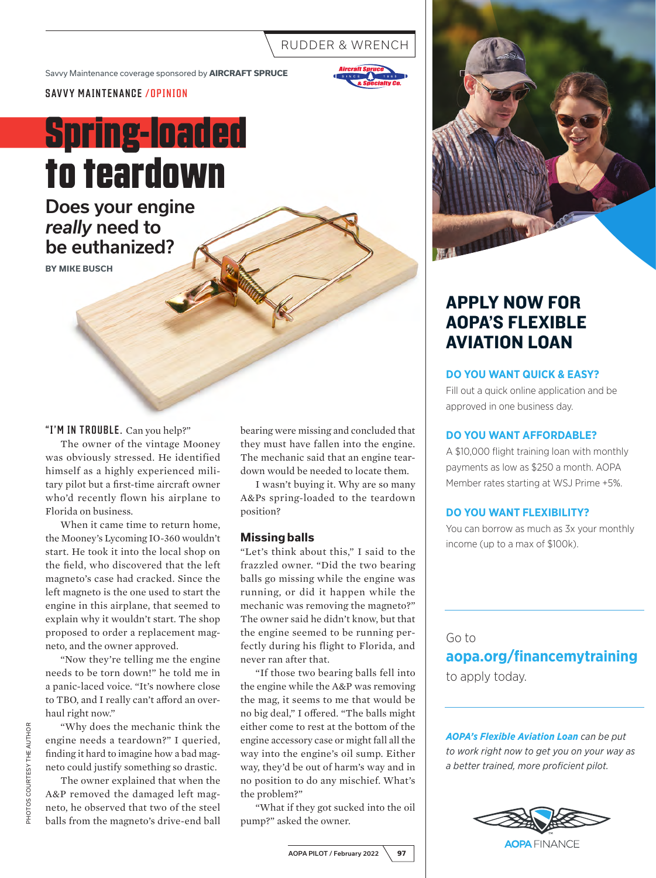Savvy Maintenance coverage sponsored by **AIRCRAFT SPRUCE**

SAVVY MAINTENANCE /OPINION

# Spring-loaded to teardown

## Does your engine *really* need to be euthanized?

**BY MIKE BUSCH**

"I'M IN TROUBLE. Can you help?"

The owner of the vintage Mooney was obviously stressed. He identified himself as a highly experienced military pilot but a first-time aircraft owner who'd recently flown his airplane to Florida on business.

When it came time to return home, the Mooney's Lycoming IO-360 wouldn't start. He took it into the local shop on the field, who discovered that the left magneto's case had cracked. Since the left magneto is the one used to start the engine in this airplane, that seemed to explain why it wouldn't start. The shop proposed to order a replacement magneto, and the owner approved.

"Now they're telling me the engine needs to be torn down!" he told me in a panic-laced voice. "It's nowhere close to TBO, and I really can't afford an overhaul right now."

"Why does the mechanic think the engine needs a teardown?" I queried, finding it hard to imagine how a bad magneto could justify something so drastic.

The owner explained that when the A&P removed the damaged left magneto, he observed that two of the steel balls from the magneto's drive-end ball bearing were missing and concluded that they must have fallen into the engine. The mechanic said that an engine teardown would be needed to locate them.

I wasn't buying it. Why are so many A&Ps spring-loaded to the teardown position?

### Missing balls

"Let's think about this," I said to the frazzled owner. "Did the two bearing balls go missing while the engine was running, or did it happen while the mechanic was removing the magneto?" The owner said he didn't know, but that the engine seemed to be running perfectly during his flight to Florida, and never ran after that.

"If those two bearing balls fell into the engine while the A&P was removing the mag, it seems to me that would be no big deal," I offered. "The balls might either come to rest at the bottom of the engine accessory case or might fall all the way into the engine's oil sump. Either way, they'd be out of harm's way and in no position to do any mischief. What's the problem?"

"What if they got sucked into the oil pump?" asked the owner.

PHOTOS COURTESY THE AUTHOR

---

## APPLY NOW FOR AOPA'S FLEXIBLE AVIATION LOAN

**DO YOU WANT QUICK & EASY?**

Fill out a quick online application and be approved in one business day.

**DO YOU WANT AFFORDABLE?**

A $10,000 flight training loan with monthly payments as low as $250 a month. AOPA Member rates starting at WSJ Prime +5%.

**DO YOU WANT FLEXIBILITY?**

You can borrow as much as 3x your monthly income (up to a max of $100k).

Go to **aopa.org/financemytraining** to apply today.

***AOPA's Flexible Aviation Loan*** *can be put to work right now to get you on your way as a better trained, more proficient pilot.*

AOPA FINANCE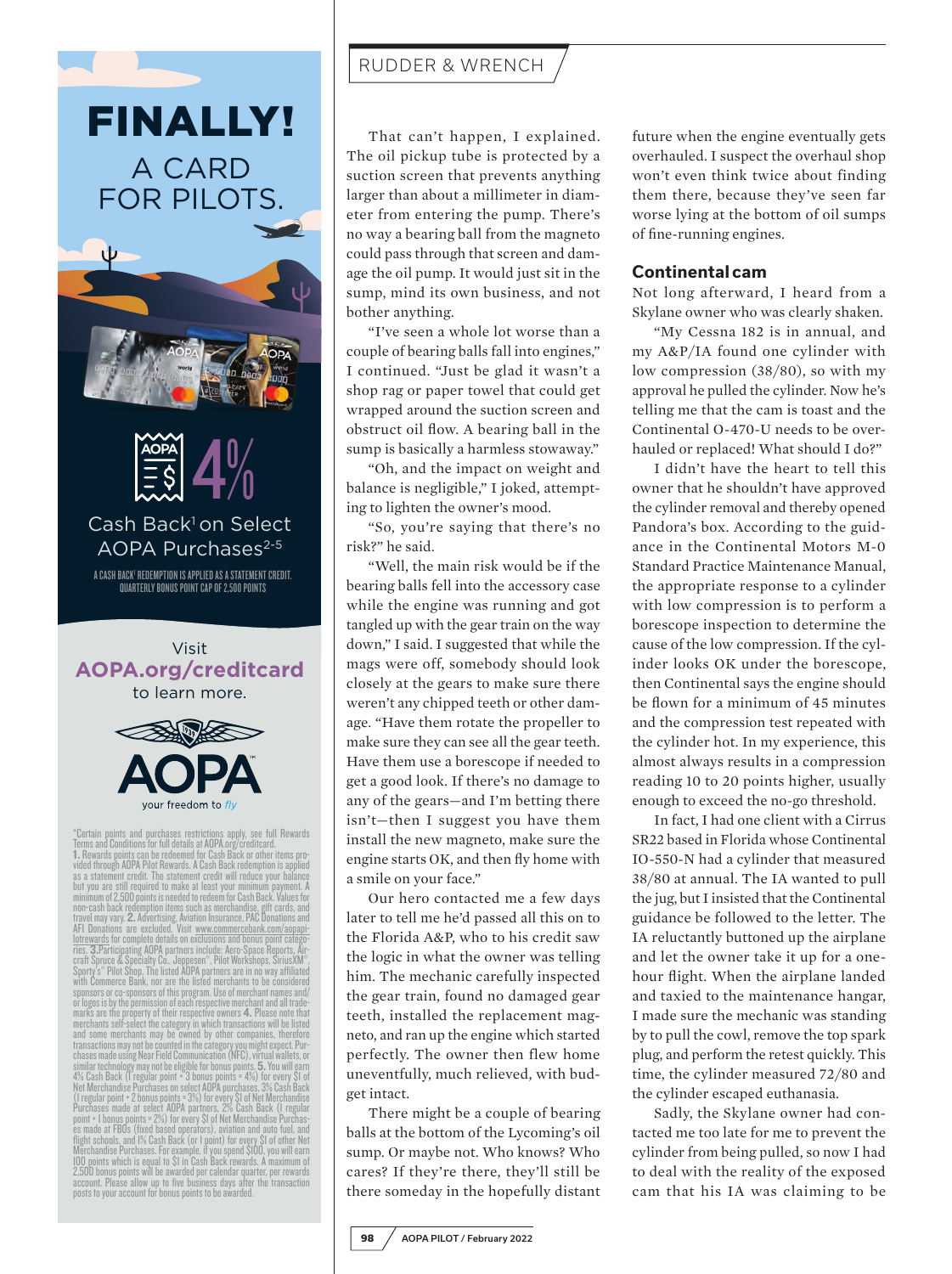That can't happen, I explained. The oil pickup tube is protected by a suction screen that prevents anything larger than about a millimeter in diameter from entering the pump. There's no way a bearing ball from the magneto could pass through that screen and damage the oil pump. It would just sit in the sump, mind its own business, and not bother anything.

"I've seen a whole lot worse than a couple of bearing balls fall into engines," I continued. "Just be glad it wasn't a shop rag or paper towel that could get wrapped around the suction screen and obstruct oil flow. A bearing ball in the sump is basically a harmless stowaway."

"Oh, and the impact on weight and balance is negligible," I joked, attempting to lighten the owner's mood.

"So, you're saying that there's no risk?" he said.

"Well, the main risk would be if the bearing balls fell into the accessory case while the engine was running and got tangled up with the gear train on the way down," I said. I suggested that while the mags were off, somebody should look closely at the gears to make sure there weren't any chipped teeth or other damage. "Have them rotate the propeller to make sure they can see all the gear teeth. Have them use a borescope if needed to get a good look. If there's no damage to any of the gears—and I'm betting there isn't—then I suggest you have them install the new magneto, make sure the engine starts OK, and then fly home with a smile on your face."

Our hero contacted me a few days later to tell me he'd passed all this on to the Florida A&P, who to his credit saw the logic in what the owner was telling him. The mechanic carefully inspected the gear train, found no damaged gear teeth, installed the replacement magneto, and ran up the engine which started perfectly. The owner then flew home uneventfully, much relieved, with budget intact.

There might be a couple of bearing balls at the bottom of the Lycoming's oil sump. Or maybe not. Who knows? Who cares? If they're there, they'll still be there someday in the hopefully distant future when the engine eventually gets overhauled. I suspect the overhaul shop won't even think twice about finding them there, because they've seen far worse lying at the bottom of oil sumps of fine-running engines.

## Continental cam

Not long afterward, I heard from a Skylane owner who was clearly shaken.

"My Cessna 182 is in annual, and my A&P/IA found one cylinder with low compression (38/80), so with my approval he pulled the cylinder. Now he's telling me that the cam is toast and the Continental O-470-U needs to be overhauled or replaced! What should I do?"

I didn't have the heart to tell this owner that he shouldn't have approved the cylinder removal and thereby opened Pandora's box. According to the guidance in the Continental Motors M-0 Standard Practice Maintenance Manual, the appropriate response to a cylinder with low compression is to perform a borescope inspection to determine the cause of the low compression. If the cylinder looks OK under the borescope, then Continental says the engine should be flown for a minimum of 45 minutes and the compression test repeated with the cylinder hot. In my experience, this almost always results in a compression reading 10 to 20 points higher, usually enough to exceed the no-go threshold.

In fact, I had one client with a Cirrus SR22 based in Florida whose Continental IO-550-N had a cylinder that measured 38/80 at annual. The IA wanted to pull the jug, but I insisted that the Continental guidance be followed to the letter. The IA reluctantly buttoned up the airplane and let the owner take it up for a one-hour flight. When the airplane landed and taxied to the maintenance hangar, I made sure the mechanic was standing by to pull the cowl, remove the top spark plug, and perform the retest quickly. This time, the cylinder measured 72/80 and the cylinder escaped euthanasia.

Sadly, the Skylane owner had contacted me too late for me to prevent the cylinder from being pulled, so now I had to deal with the reality of the exposed cam that his IA was claiming to be

---

# FINALLY! A CARD FOR PILOTS.

# 4% Cash Back[1] on Select AOPA Purchases[2-5]

A CASH BACK[1] REDEMPTION IS APPLIED AS A STATEMENT CREDIT. QUARTERLY BONUS POINT CAP OF 2,500 POINTS

Visit **AOPA.org/creditcard** to learn more.

AOPA your freedom to fly

*Certain points and purchases restrictions apply, see full Rewards Terms and Conditions for full details at AOPA.org/creditcard. **1.** Rewards points can be redeemed for Cash Back or other items provided through AOPA Pilot Rewards. A Cash Back redemption is applied as a statement credit. The statement credit will reduce your balance but you are still required to make at least your minimum payment. A minimum of 2,500 points is needed to redeem for Cash Back. Values for non-cash back redemption items such as merchandise, gift cards, and travel may vary. **2.** Advertising, Aviation Insurance, PAC Donations and AFI Donations are excluded. Visit www.commercebank.com/aopapilotrewards for complete details on exclusions and bonus point categories. **3.** Participating AOPA partners include: Aero-Space Reports, Aircraft Spruce & Specialty Co., Jeppesen®, Pilot Workshops, SiriusXM®, Sporty's® Pilot Shop. The listed AOPA partners are in no way affiliated with Commerce Bank, nor are the listed merchants to be considered sponsors or co-sponsors of this program. Use of merchant names and/or logos is by the permission of each respective merchant and all trademarks are the property of their respective owners **4.** Please note that merchants self-select the category in which transactions will be listed and some merchants may be owned by other companies, therefore transactions may not be counted in the category you might expect. Purchases made using Near Field Communication (NFC), virtual wallets, or similar technology may not be eligible for bonus points. **5.** You will earn 4% Cash Back (1 regular point + 3 bonus points = 4%) for every $1 of Net Merchandise Purchases on select AOPA purchases, 3% Cash Back (1 regular point + 2 bonus points = 3%) for every $1 of Net Merchandise Purchases made at select AOPA partners, 2% Cash Back (1 regular point + 1 bonus points = 2%) for every $1 of Net Merchandise Purchases made at FBOs (fixed based operators), aviation and auto fuel, and flight schools, and 1% Cash Back (or 1 point) for every $1 of other Net Merchandise Purchases. For example, if you spend $100, you will earn 100 points which is equal to $1 in Cash Back rewards. A maximum of 2,500 bonus points will be awarded per calendar quarter, per rewards account. Please allow up to five business days after the transaction posts to your account for bonus points to be awarded.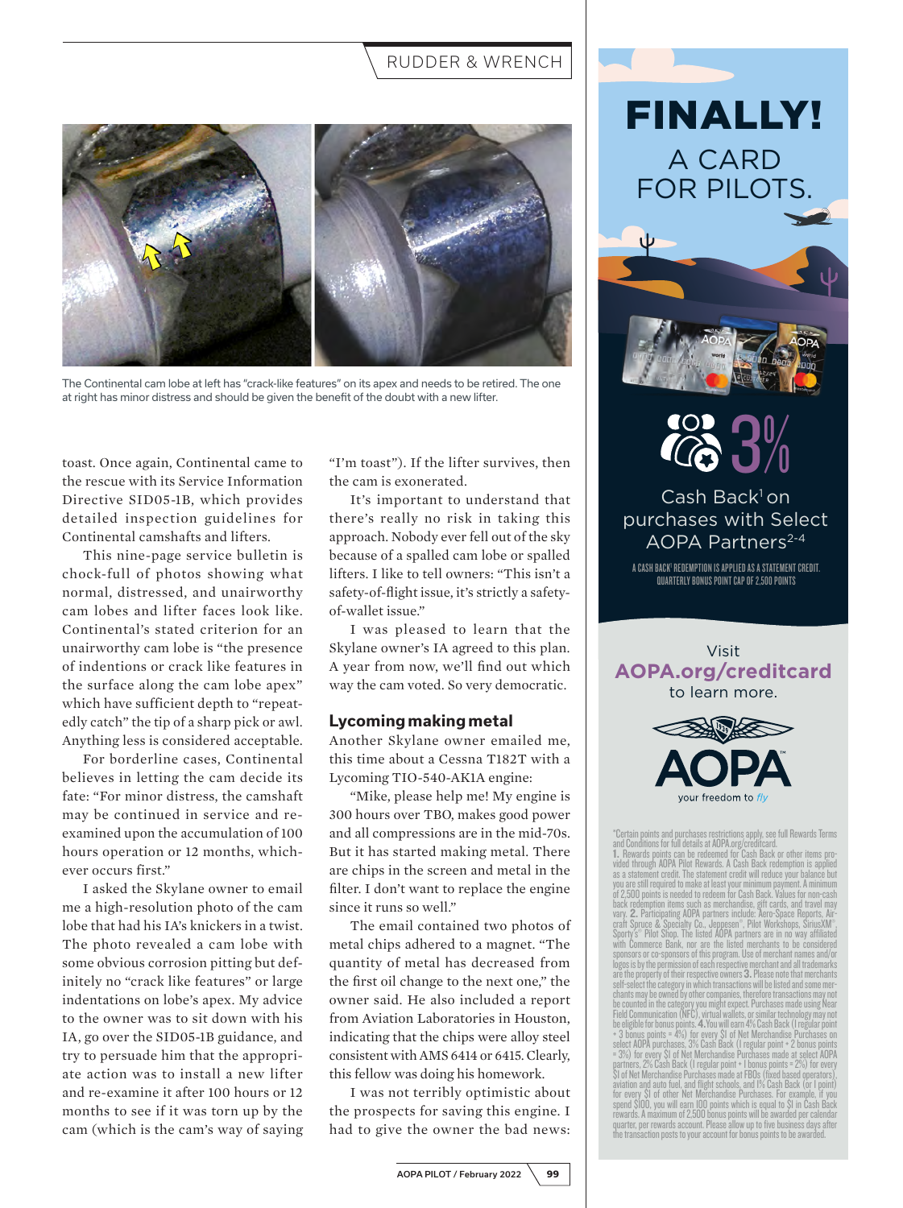The Continental cam lobe at left has "crack-like features" on its apex and needs to be retired. The one at right has minor distress and should be given the benefit of the doubt with a new lifter.

toast. Once again, Continental came to the rescue with its Service Information Directive SID05-1B, which provides detailed inspection guidelines for Continental camshafts and lifters.

This nine-page service bulletin is chock-full of photos showing what normal, distressed, and unairworthy cam lobes and lifter faces look like. Continental's stated criterion for an unairworthy cam lobe is "the presence of indentions or crack like features in the surface along the cam lobe apex" which have sufficient depth to "repeatedly catch" the tip of a sharp pick or awl. Anything less is considered acceptable.

For borderline cases, Continental believes in letting the cam decide its fate: "For minor distress, the camshaft may be continued in service and re-examined upon the accumulation of 100 hours operation or 12 months, whichever occurs first."

I asked the Skylane owner to email me a high-resolution photo of the cam lobe that had his IA's knickers in a twist. The photo revealed a cam lobe with some obvious corrosion pitting but definitely no "crack like features" or large indentations on lobe's apex. My advice to the owner was to sit down with his IA, go over the SID05-1B guidance, and try to persuade him that the appropriate action was to install a new lifter and re-examine it after 100 hours or 12 months to see if it was torn up by the cam (which is the cam's way of saying "I'm toast"). If the lifter survives, then the cam is exonerated.

It's important to understand that there's really no risk in taking this approach. Nobody ever fell out of the sky because of a spalled cam lobe or spalled lifters. I like to tell owners: "This isn't a safety-of-flight issue, it's strictly a safety-of-wallet issue."

I was pleased to learn that the Skylane owner's IA agreed to this plan. A year from now, we'll find out which way the cam voted. So very democratic.

### Lycoming making metal

Another Skylane owner emailed me, this time about a Cessna T182T with a Lycoming TIO-540-AK1A engine:

"Mike, please help me! My engine is 300 hours over TBO, makes good power and all compressions are in the mid-70s. But it has started making metal. There are chips in the screen and metal in the filter. I don't want to replace the engine since it runs so well."

The email contained two photos of metal chips adhered to a magnet. "The quantity of metal has decreased from the first oil change to the next one," the owner said. He also included a report from Aviation Laboratories in Houston, indicating that the chips were alloy steel consistent with AMS 6414 or 6415. Clearly, this fellow was doing his homework.

I was not terribly optimistic about the prospects for saving this engine. I had to give the owner the bad news:

---

# FINALLY!

A CARD FOR PILOTS.

3%

Cash Back[1] on purchases with Select AOPA Partners[2-4]

A CASH BACK[1] REDEMPTION IS APPLIED AS A STATEMENT CREDIT. QUARTERLY BONUS POINT CAP OF 2,500 POINTS

Visit **AOPA.org/creditcard** to learn more.

AOPA your freedom to *fly*

*Certain points and purchases restrictions apply, see full Rewards Terms and Conditions for full details at AOPA.org/creditcard.
**1.** Rewards points can be redeemed for Cash Back or other items provided through AOPA Pilot Rewards. A Cash Back redemption is applied as a statement credit. The statement credit will reduce your balance but you are still required to make at least your minimum payment. A minimum of 2,500 points is needed to redeem for Cash Back. Values for non-cash back redemption items such as merchandise, gift cards, and travel may vary. **2.** Participating AOPA partners include: Aero-Space Reports, Aircraft Spruce & Specialty Co., Jeppesen®, Pilot Workshops, SiriusXM®, Sporty's® Pilot Shop. The listed AOPA partners are in no way affiliated with Commerce Bank, nor are the listed merchants to be considered sponsors or co-sponsors of this program. Use of merchant names and/or logos is by the permission of each respective merchant and all trademarks are the property of their respective owners **3.** Please note that merchants self-select the category in which transactions will be listed and some merchants may be owned by other companies, therefore transactions may not be counted in the category you might expect. Purchases made using Near Field Communication (NFC), virtual wallets, or similar technology may not be eligible for bonus points. **4.** You will earn 4% Cash Back (1 regular point + 3 bonus points = 4%) for every $1 of Net Merchandise Purchases on select AOPA purchases, 3% Cash Back (1 regular point + 2 bonus points = 3%) for every $1 of Net Merchandise Purchases made at select AOPA partners, 2% Cash Back (1 regular point + 1 bonus points = 2%) for every $1 of Net Merchandise Purchases made at FBOs (fixed based operators), aviation and auto fuel, and flight schools, and 1% Cash Back (or 1 point) for every $1 of other Net Merchandise Purchases. For example, if you spend $100, you will earn 100 points which is equal to $1 in Cash Back rewards. A maximum of 2,500 bonus points will be awarded per calendar quarter, per rewards account. Please allow up to five business days after the transaction posts to your account for bonus points to be awarded.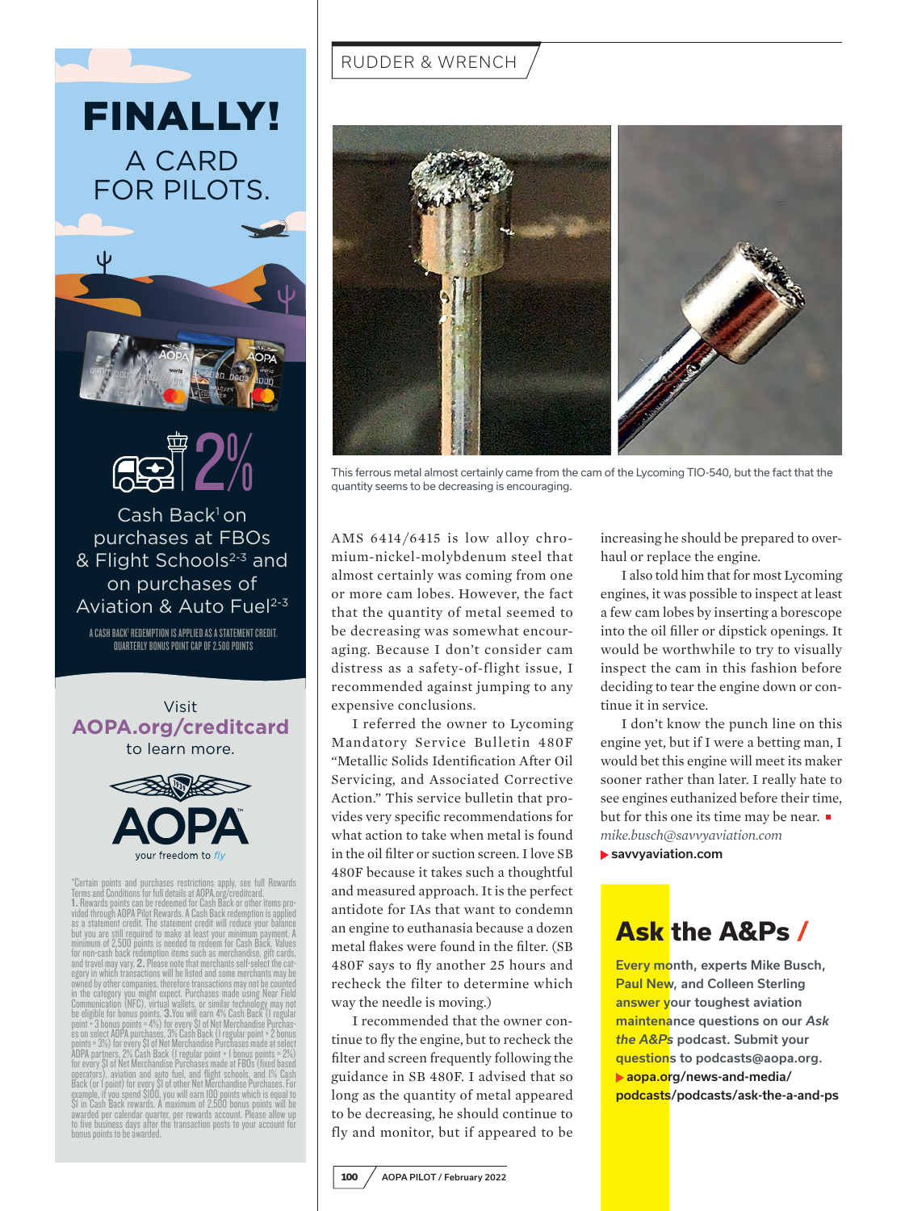This ferrous metal almost certainly came from the cam of the Lycoming TIO-540, but the fact that the quantity seems to be decreasing is encouraging.

AMS 6414/6415 is low alloy chromium-nickel-molybdenum steel that almost certainly was coming from one or more cam lobes. However, the fact that the quantity of metal seemed to be decreasing was somewhat encouraging. Because I don't consider cam distress as a safety-of-flight issue, I recommended against jumping to any expensive conclusions.

I referred the owner to Lycoming Mandatory Service Bulletin 480F "Metallic Solids Identification After Oil Servicing, and Associated Corrective Action." This service bulletin that provides very specific recommendations for what action to take when metal is found in the oil filter or suction screen. I love SB 480F because it takes such a thoughtful and measured approach. It is the perfect antidote for IAs that want to condemn an engine to euthanasia because a dozen metal flakes were found in the filter. (SB 480F says to fly another 25 hours and recheck the filter to determine which way the needle is moving.)

I recommended that the owner continue to fly the engine, but to recheck the filter and screen frequently following the guidance in SB 480F. I advised that so long as the quantity of metal appeared to be decreasing, he should continue to fly and monitor, but if appeared to be increasing he should be prepared to overhaul or replace the engine.

I also told him that for most Lycoming engines, it was possible to inspect at least a few cam lobes by inserting a borescope into the oil filler or dipstick openings. It would be worthwhile to try to visually inspect the cam in this fashion before deciding to tear the engine down or continue it in service.

I don't know the punch line on this engine yet, but if I were a betting man, I would bet this engine will meet its maker sooner rather than later. I really hate to see engines euthanized before their time, but for this one its time may be near. ■

*mike.busch@savvyaviation.com*

▶ **savvyaviation.com**

## Ask the A&Ps /

**Every month, experts Mike Busch, Paul New, and Colleen Sterling answer your toughest aviation maintenance questions on our *Ask the A&Ps* podcast. Submit your questions to podcasts@aopa.org.**

▶ **aopa.org/news-and-media/podcasts/podcasts/ask-the-a-and-ps**

# FINALLY!

A CARD FOR PILOTS.

2% Cash Back[1] on purchases at FBOs & Flight Schools[2-3] and on purchases of Aviation & Auto Fuel[2-3]

A CASH BACK[1] REDEMPTION IS APPLIED AS A STATEMENT CREDIT. QUARTERLY BONUS POINT CAP OF 2,500 POINTS

Visit **AOPA.org/creditcard** to learn more.

AOPA — your freedom to *fly*

*Certain points and purchases restrictions apply, see full Rewards Terms and Conditions for full details at AOPA.org/creditcard.
**1.** Rewards points can be redeemed for Cash Back or other items provided through AOPA Pilot Rewards. A Cash Back redemption is applied as a statement credit. The statement credit will reduce your balance but you are still required to make at least your minimum payment. A minimum of 2,500 points is needed to redeem for Cash Back. Values for non-cash back redemption items such as merchandise, gift cards, and travel may vary. **2.** Please note that merchants self-select the category in which transactions will be listed and some merchants may be owned by other companies, therefore transactions may not be counted in the category you might expect. Purchases made using Near Field Communication (NFC), virtual wallets, or similar technology may not be eligible for bonus points. **3.** You will earn 4% Cash Back (1 regular point + 3 bonus points = 4%) for every $1 of Net Merchandise Purchases on select AOPA purchases, 3% Cash Back (1 regular point + 2 bonus points = 3%) for every $1 of Net Merchandise Purchases made at select AOPA partners, 2% Cash Back (1 regular point + 1 bonus points = 2%) for every $1 of Net Merchandise Purchases made at FBOs (fixed based operators), aviation and auto fuel, and flight schools, and 1% Cash Back (1 point) for every $1 of other Net Merchandise Purchases. For example, if you spend $100, you will earn 100 points which is equal to $1 in Cash Back rewards. A maximum of 2,500 bonus points will be awarded per calendar quarter, per rewards account. Please allow up to five business days after the transaction posts to your account for bonus points to be awarded.